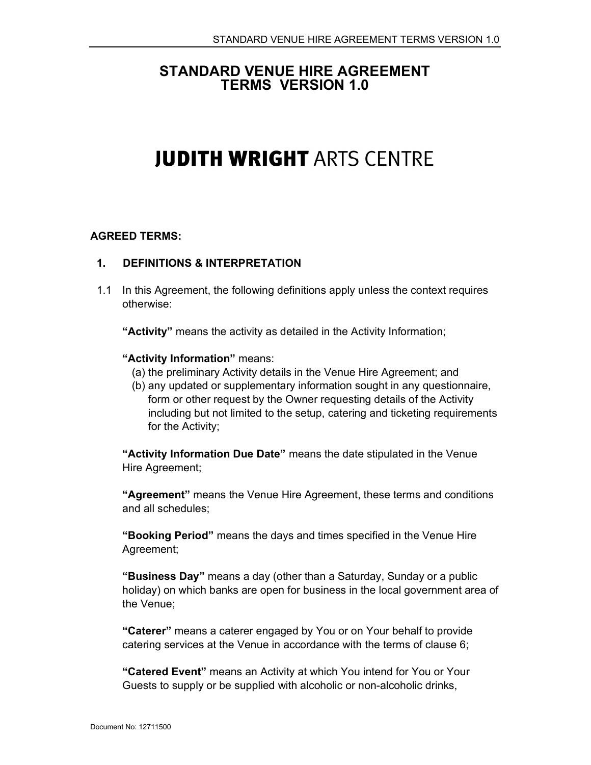# STANDARD VENUE HIRE AGREEMENT TERMS VERSION 1.0

# JUDITH WRIGHT ARTS CENTRE

**AGREED TERMS:**

## 1. DEFINITIONS & INTERPRETATION

1.1 In this Agreement, the following definitions apply unless the context requires otherwise:

**"Activity"** means the activity as detailed in the Activity Information;

**"Activity Information"** means:

(a) the preliminary Activity details in the Venue Hire Agreement; and

(b) any updated or supplementary information sought in any questionnaire, form or other request by the Owner requesting details of the Activity including but not limited to the setup, catering and ticketing requirements for the Activity;

**"Activity Information Due Date"** means the date stipulated in the Venue Hire Agreement;

**"Agreement"** means the Venue Hire Agreement, these terms and conditions and all schedules;

**"Booking Period"** means the days and times specified in the Venue Hire Agreement;

**"Business Day"** means a day (other than a Saturday, Sunday or a public holiday) on which banks are open for business in the local government area of the Venue;

**"Caterer"** means a caterer engaged by You or on Your behalf to provide catering services at the Venue in accordance with the terms of clause 6;

**"Catered Event"** means an Activity at which You intend for You or Your Guests to supply or be supplied with alcoholic or non-alcoholic drinks,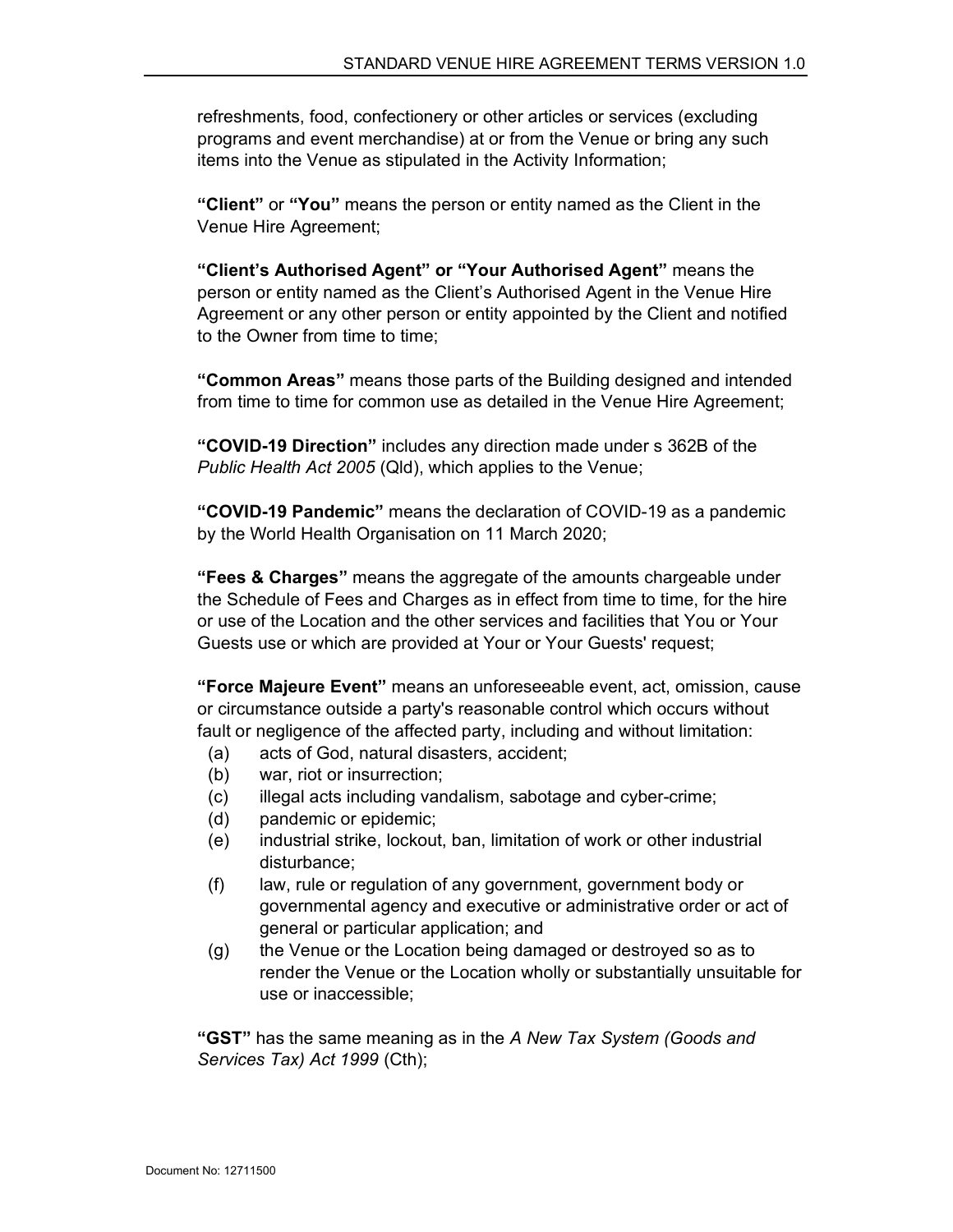refreshments, food, confectionery or other articles or services (excluding programs and event merchandise) at or from the Venue or bring any such items into the Venue as stipulated in the Activity Information;

**"Client"** or **"You"** means the person or entity named as the Client in the Venue Hire Agreement;

**"Client's Authorised Agent" or "Your Authorised Agent"** means the person or entity named as the Client's Authorised Agent in the Venue Hire Agreement or any other person or entity appointed by the Client and notified to the Owner from time to time;

**"Common Areas"** means those parts of the Building designed and intended from time to time for common use as detailed in the Venue Hire Agreement;

**"COVID-19 Direction"** includes any direction made under s 362B of the *Public Health Act 2005* (Qld), which applies to the Venue;

**"COVID-19 Pandemic"** means the declaration of COVID-19 as a pandemic by the World Health Organisation on 11 March 2020;

**"Fees & Charges"** means the aggregate of the amounts chargeable under the Schedule of Fees and Charges as in effect from time to time, for the hire or use of the Location and the other services and facilities that You or Your Guests use or which are provided at Your or Your Guests' request;

**"Force Majeure Event"** means an unforeseeable event, act, omission, cause or circumstance outside a party's reasonable control which occurs without fault or negligence of the affected party, including and without limitation:

(a) acts of God, natural disasters, accident;

(b) war, riot or insurrection;

(c) illegal acts including vandalism, sabotage and cyber-crime;

(d) pandemic or epidemic;

(e) industrial strike, lockout, ban, limitation of work or other industrial disturbance;

(f) law, rule or regulation of any government, government body or governmental agency and executive or administrative order or act of general or particular application; and

(g) the Venue or the Location being damaged or destroyed so as to render the Venue or the Location wholly or substantially unsuitable for use or inaccessible;

**"GST"** has the same meaning as in the *A New Tax System (Goods and Services Tax) Act 1999* (Cth);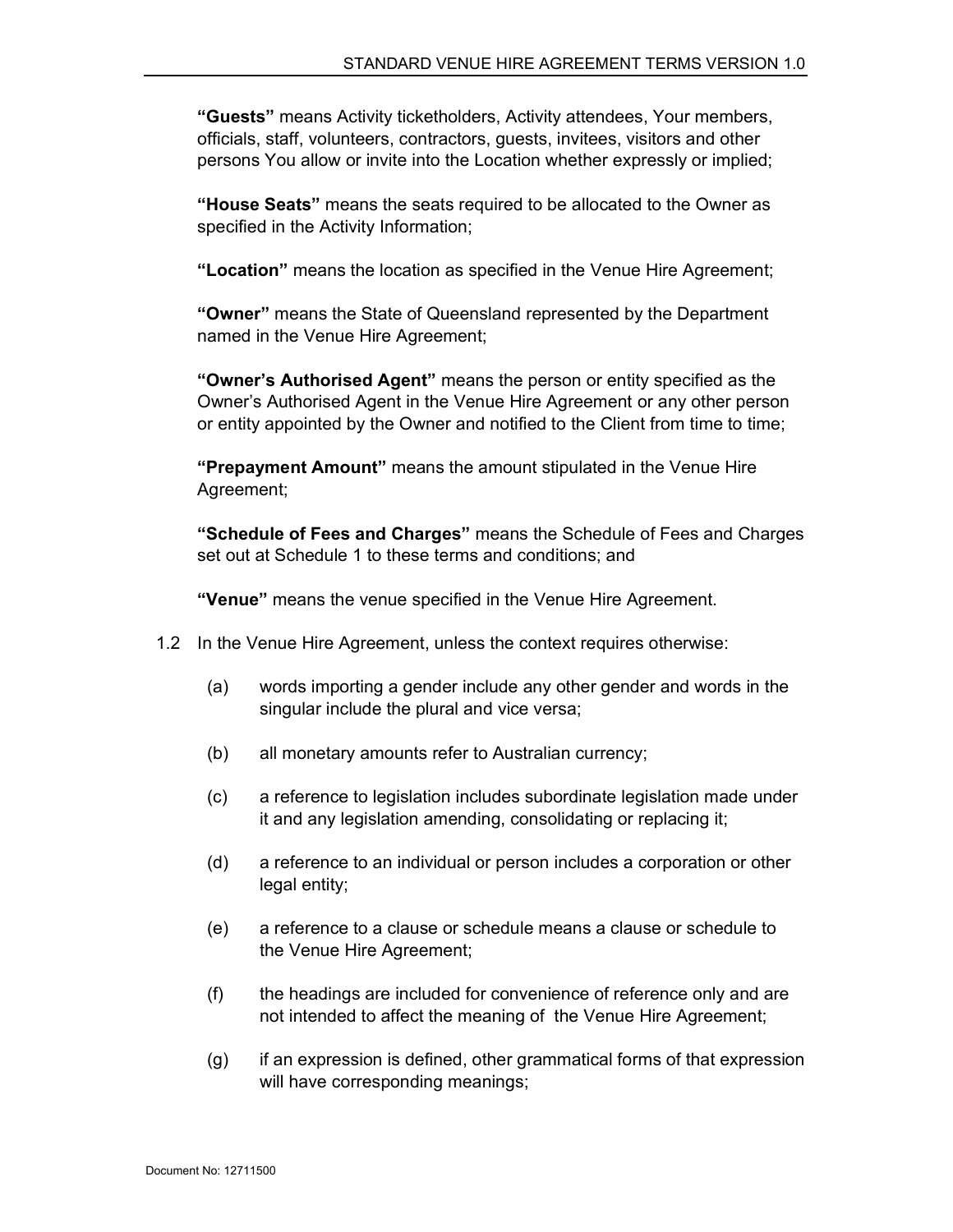**"Guests"** means Activity ticketholders, Activity attendees, Your members, officials, staff, volunteers, contractors, guests, invitees, visitors and other persons You allow or invite into the Location whether expressly or implied;

**"House Seats"** means the seats required to be allocated to the Owner as specified in the Activity Information;

**"Location"** means the location as specified in the Venue Hire Agreement;

**"Owner"** means the State of Queensland represented by the Department named in the Venue Hire Agreement;

**"Owner's Authorised Agent"** means the person or entity specified as the Owner's Authorised Agent in the Venue Hire Agreement or any other person or entity appointed by the Owner and notified to the Client from time to time;

**"Prepayment Amount"** means the amount stipulated in the Venue Hire Agreement;

**"Schedule of Fees and Charges"** means the Schedule of Fees and Charges set out at Schedule 1 to these terms and conditions; and

**"Venue"** means the venue specified in the Venue Hire Agreement.

1.2 In the Venue Hire Agreement, unless the context requires otherwise:

(a) words importing a gender include any other gender and words in the singular include the plural and vice versa;

(b) all monetary amounts refer to Australian currency;

(c) a reference to legislation includes subordinate legislation made under it and any legislation amending, consolidating or replacing it;

(d) a reference to an individual or person includes a corporation or other legal entity;

(e) a reference to a clause or schedule means a clause or schedule to the Venue Hire Agreement;

(f) the headings are included for convenience of reference only and are not intended to affect the meaning of the Venue Hire Agreement;

(g) if an expression is defined, other grammatical forms of that expression will have corresponding meanings;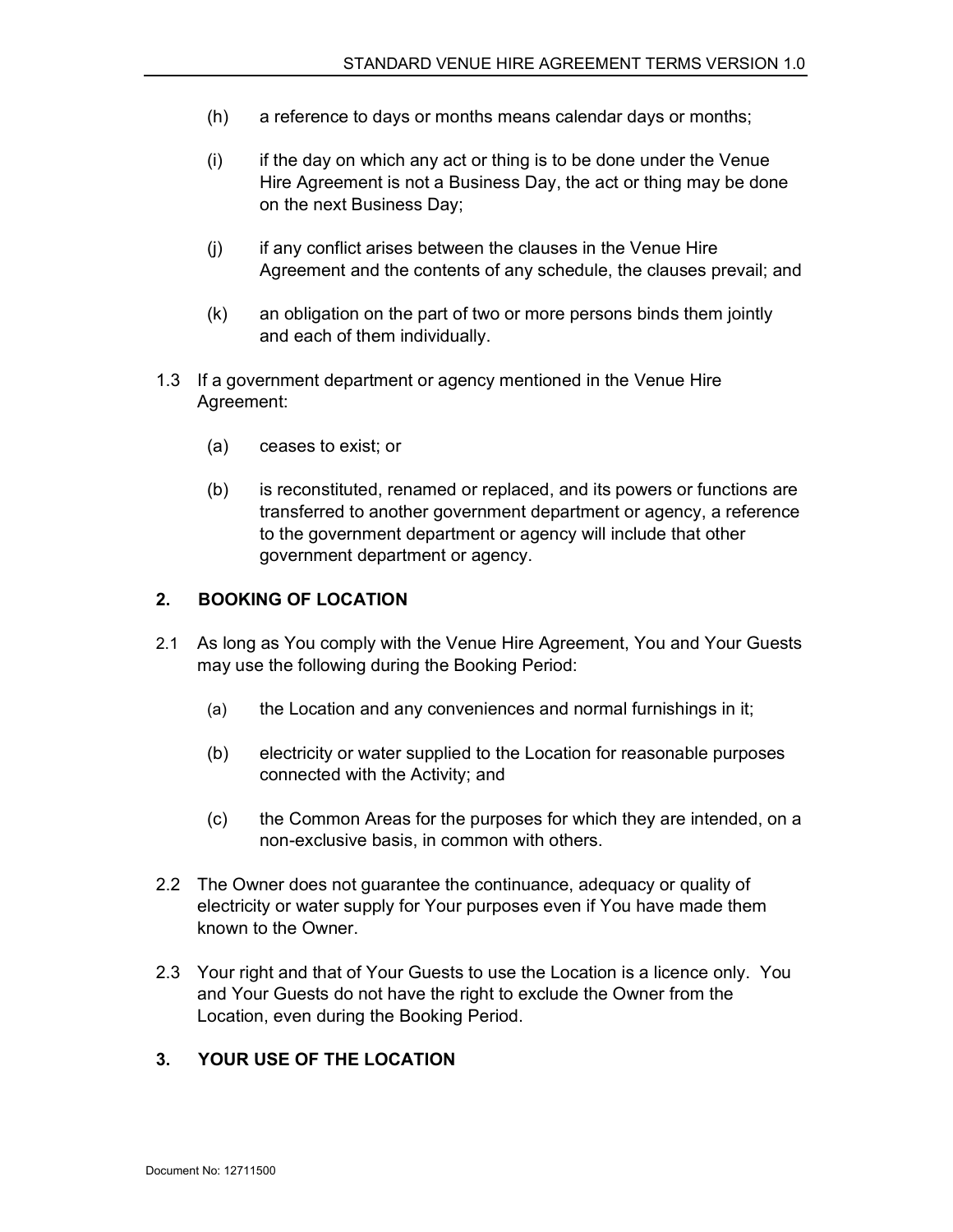(h) a reference to days or months means calendar days or months;

(i) if the day on which any act or thing is to be done under the Venue Hire Agreement is not a Business Day, the act or thing may be done on the next Business Day;

(j) if any conflict arises between the clauses in the Venue Hire Agreement and the contents of any schedule, the clauses prevail; and

(k) an obligation on the part of two or more persons binds them jointly and each of them individually.

1.3 If a government department or agency mentioned in the Venue Hire Agreement:

(a) ceases to exist; or

(b) is reconstituted, renamed or replaced, and its powers or functions are transferred to another government department or agency, a reference to the government department or agency will include that other government department or agency.

## 2. BOOKING OF LOCATION

2.1 As long as You comply with the Venue Hire Agreement, You and Your Guests may use the following during the Booking Period:

(a) the Location and any conveniences and normal furnishings in it;

(b) electricity or water supplied to the Location for reasonable purposes connected with the Activity; and

(c) the Common Areas for the purposes for which they are intended, on a non-exclusive basis, in common with others.

2.2 The Owner does not guarantee the continuance, adequacy or quality of electricity or water supply for Your purposes even if You have made them known to the Owner.

2.3 Your right and that of Your Guests to use the Location is a licence only. You and Your Guests do not have the right to exclude the Owner from the Location, even during the Booking Period.

## 3. YOUR USE OF THE LOCATION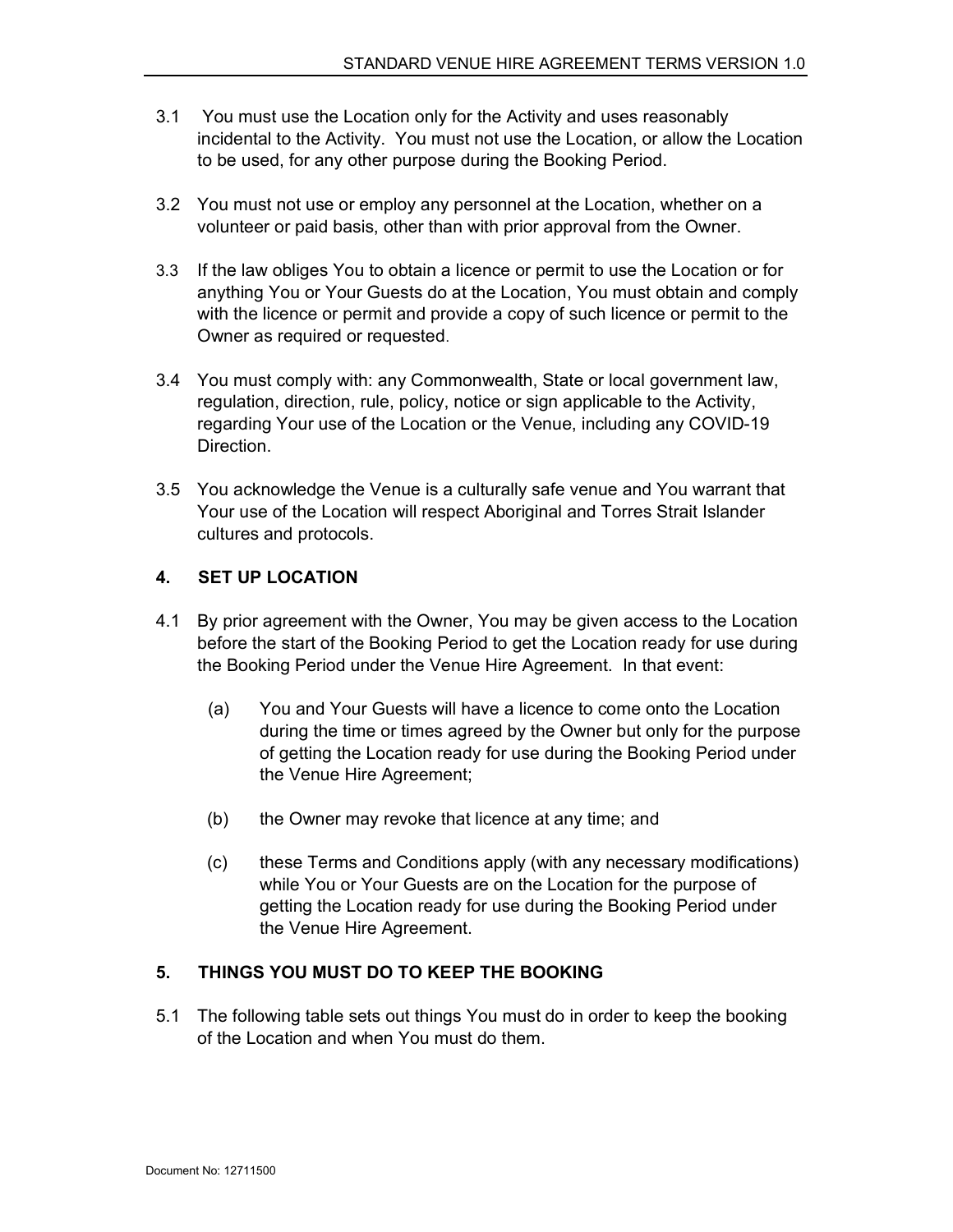3.1 You must use the Location only for the Activity and uses reasonably incidental to the Activity. You must not use the Location, or allow the Location to be used, for any other purpose during the Booking Period.

3.2 You must not use or employ any personnel at the Location, whether on a volunteer or paid basis, other than with prior approval from the Owner.

3.3 If the law obliges You to obtain a licence or permit to use the Location or for anything You or Your Guests do at the Location, You must obtain and comply with the licence or permit and provide a copy of such licence or permit to the Owner as required or requested.

3.4 You must comply with: any Commonwealth, State or local government law, regulation, direction, rule, policy, notice or sign applicable to the Activity, regarding Your use of the Location or the Venue, including any COVID-19 Direction.

3.5 You acknowledge the Venue is a culturally safe venue and You warrant that Your use of the Location will respect Aboriginal and Torres Strait Islander cultures and protocols.

## 4. SET UP LOCATION

4.1 By prior agreement with the Owner, You may be given access to the Location before the start of the Booking Period to get the Location ready for use during the Booking Period under the Venue Hire Agreement. In that event:

(a) You and Your Guests will have a licence to come onto the Location during the time or times agreed by the Owner but only for the purpose of getting the Location ready for use during the Booking Period under the Venue Hire Agreement;

(b) the Owner may revoke that licence at any time; and

(c) these Terms and Conditions apply (with any necessary modifications) while You or Your Guests are on the Location for the purpose of getting the Location ready for use during the Booking Period under the Venue Hire Agreement.

## 5. THINGS YOU MUST DO TO KEEP THE BOOKING

5.1 The following table sets out things You must do in order to keep the booking of the Location and when You must do them.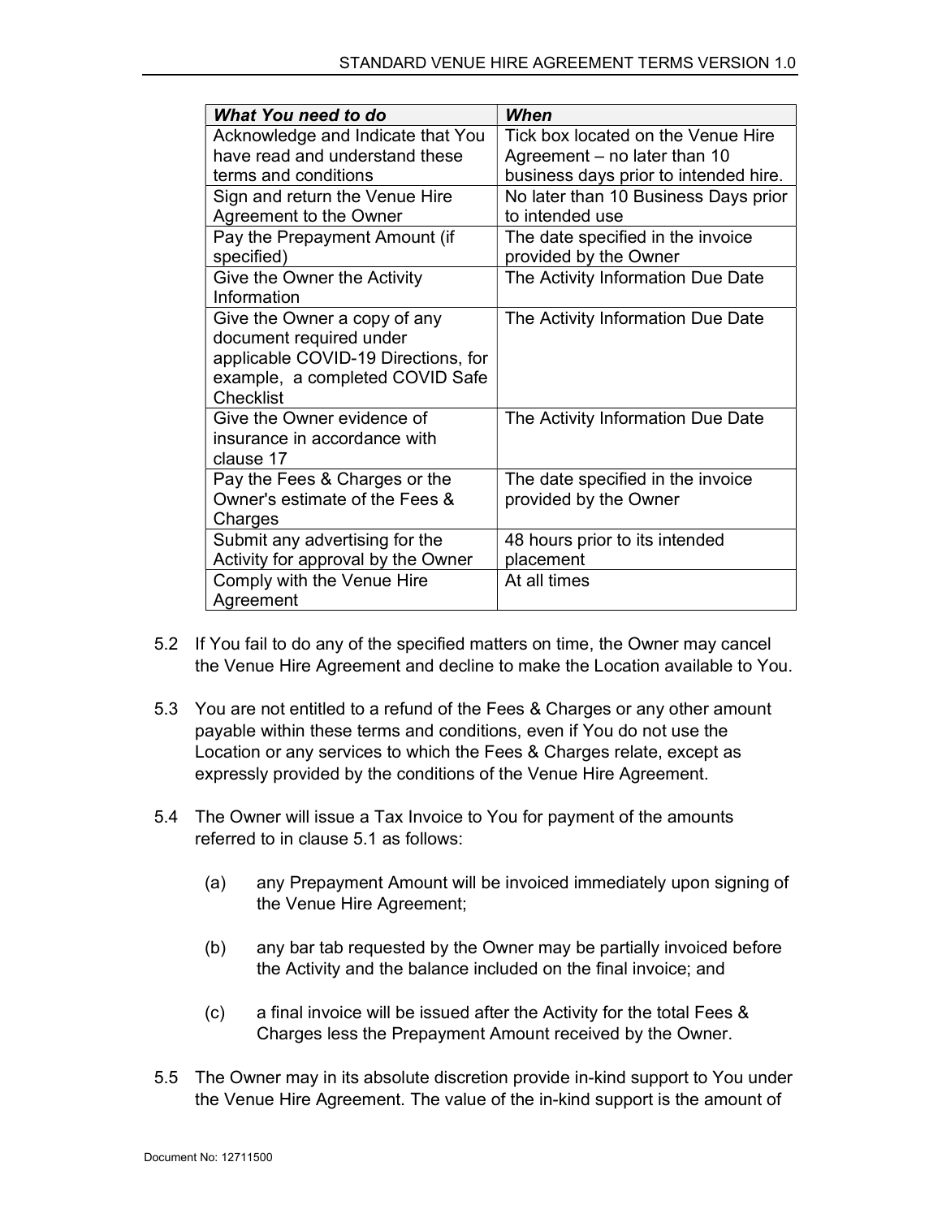| ***What You need to do*** | ***When*** |
|---|---|
| Acknowledge and Indicate that You have read and understand these terms and conditions | Tick box located on the Venue Hire Agreement – no later than 10 business days prior to intended hire. |
| Sign and return the Venue Hire Agreement to the Owner | No later than 10 Business Days prior to intended use |
| Pay the Prepayment Amount (if specified) | The date specified in the invoice provided by the Owner |
| Give the Owner the Activity Information | The Activity Information Due Date |
| Give the Owner a copy of any document required under applicable COVID-19 Directions, for example, a completed COVID Safe Checklist | The Activity Information Due Date |
| Give the Owner evidence of insurance in accordance with clause 17 | The Activity Information Due Date |
| Pay the Fees & Charges or the Owner's estimate of the Fees & Charges | The date specified in the invoice provided by the Owner |
| Submit any advertising for the Activity for approval by the Owner | 48 hours prior to its intended placement |
| Comply with the Venue Hire Agreement | At all times |

5.2 If You fail to do any of the specified matters on time, the Owner may cancel the Venue Hire Agreement and decline to make the Location available to You.

5.3 You are not entitled to a refund of the Fees & Charges or any other amount payable within these terms and conditions, even if You do not use the Location or any services to which the Fees & Charges relate, except as expressly provided by the conditions of the Venue Hire Agreement.

5.4 The Owner will issue a Tax Invoice to You for payment of the amounts referred to in clause 5.1 as follows:

(a) any Prepayment Amount will be invoiced immediately upon signing of the Venue Hire Agreement;

(b) any bar tab requested by the Owner may be partially invoiced before the Activity and the balance included on the final invoice; and

(c) a final invoice will be issued after the Activity for the total Fees & Charges less the Prepayment Amount received by the Owner.

5.5 The Owner may in its absolute discretion provide in-kind support to You under the Venue Hire Agreement. The value of the in-kind support is the amount of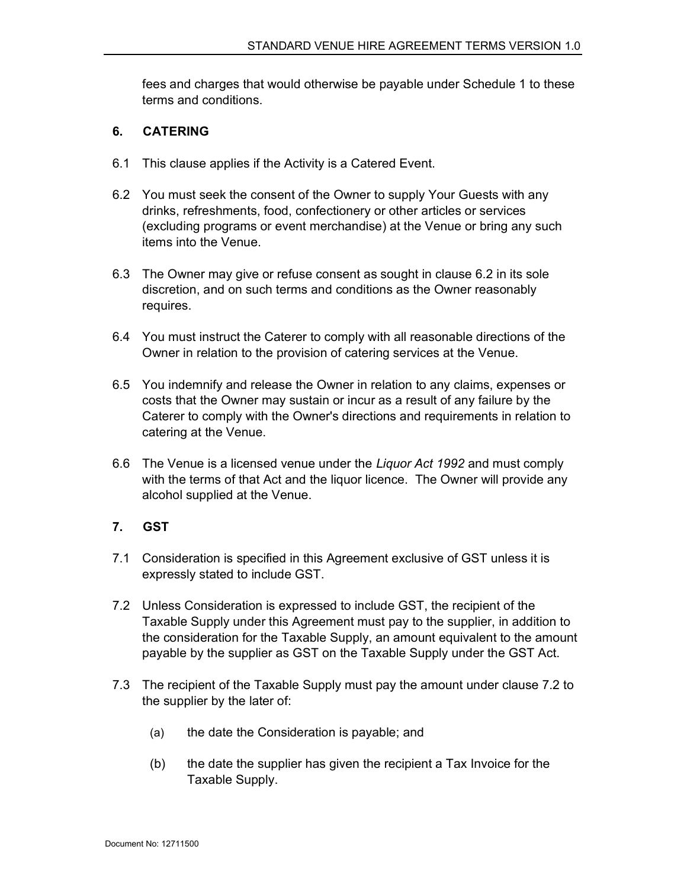fees and charges that would otherwise be payable under Schedule 1 to these terms and conditions.

## 6. CATERING

6.1 This clause applies if the Activity is a Catered Event.

6.2 You must seek the consent of the Owner to supply Your Guests with any drinks, refreshments, food, confectionery or other articles or services (excluding programs or event merchandise) at the Venue or bring any such items into the Venue.

6.3 The Owner may give or refuse consent as sought in clause 6.2 in its sole discretion, and on such terms and conditions as the Owner reasonably requires.

6.4 You must instruct the Caterer to comply with all reasonable directions of the Owner in relation to the provision of catering services at the Venue.

6.5 You indemnify and release the Owner in relation to any claims, expenses or costs that the Owner may sustain or incur as a result of any failure by the Caterer to comply with the Owner's directions and requirements in relation to catering at the Venue.

6.6 The Venue is a licensed venue under the *Liquor Act 1992* and must comply with the terms of that Act and the liquor licence. The Owner will provide any alcohol supplied at the Venue.

## 7. GST

7.1 Consideration is specified in this Agreement exclusive of GST unless it is expressly stated to include GST.

7.2 Unless Consideration is expressed to include GST, the recipient of the Taxable Supply under this Agreement must pay to the supplier, in addition to the consideration for the Taxable Supply, an amount equivalent to the amount payable by the supplier as GST on the Taxable Supply under the GST Act.

7.3 The recipient of the Taxable Supply must pay the amount under clause 7.2 to the supplier by the later of:

(a) the date the Consideration is payable; and

(b) the date the supplier has given the recipient a Tax Invoice for the Taxable Supply.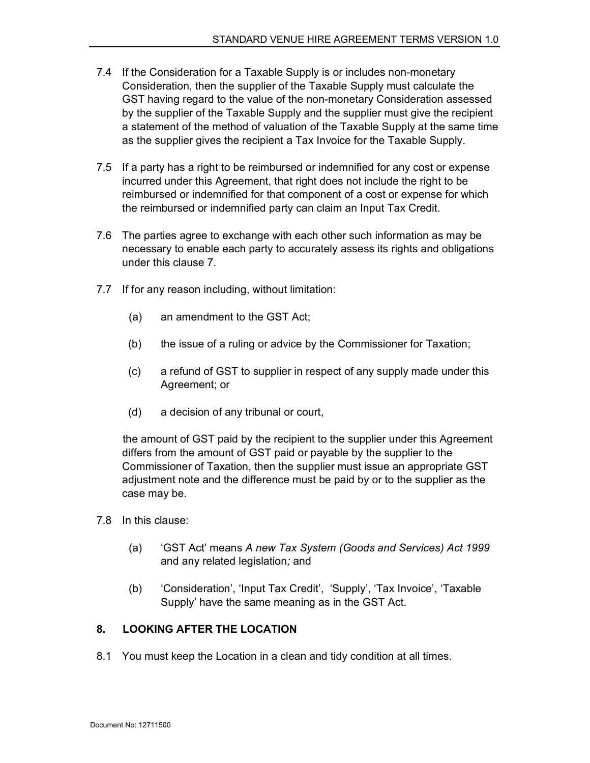7.4 If the Consideration for a Taxable Supply is or includes non-monetary Consideration, then the supplier of the Taxable Supply must calculate the GST having regard to the value of the non-monetary Consideration assessed by the supplier of the Taxable Supply and the supplier must give the recipient a statement of the method of valuation of the Taxable Supply at the same time as the supplier gives the recipient a Tax Invoice for the Taxable Supply.

7.5 If a party has a right to be reimbursed or indemnified for any cost or expense incurred under this Agreement, that right does not include the right to be reimbursed or indemnified for that component of a cost or expense for which the reimbursed or indemnified party can claim an Input Tax Credit.

7.6 The parties agree to exchange with each other such information as may be necessary to enable each party to accurately assess its rights and obligations under this clause 7.

7.7 If for any reason including, without limitation:

(a) an amendment to the GST Act;

(b) the issue of a ruling or advice by the Commissioner for Taxation;

(c) a refund of GST to supplier in respect of any supply made under this Agreement; or

(d) a decision of any tribunal or court,

the amount of GST paid by the recipient to the supplier under this Agreement differs from the amount of GST paid or payable by the supplier to the Commissioner of Taxation, then the supplier must issue an appropriate GST adjustment note and the difference must be paid by or to the supplier as the case may be.

7.8 In this clause:

(a) 'GST Act' means *A new Tax System (Goods and Services) Act 1999* and any related legislation*;* and

(b) 'Consideration', 'Input Tax Credit', 'Supply', 'Tax Invoice', 'Taxable Supply' have the same meaning as in the GST Act.

## 8. LOOKING AFTER THE LOCATION

8.1 You must keep the Location in a clean and tidy condition at all times.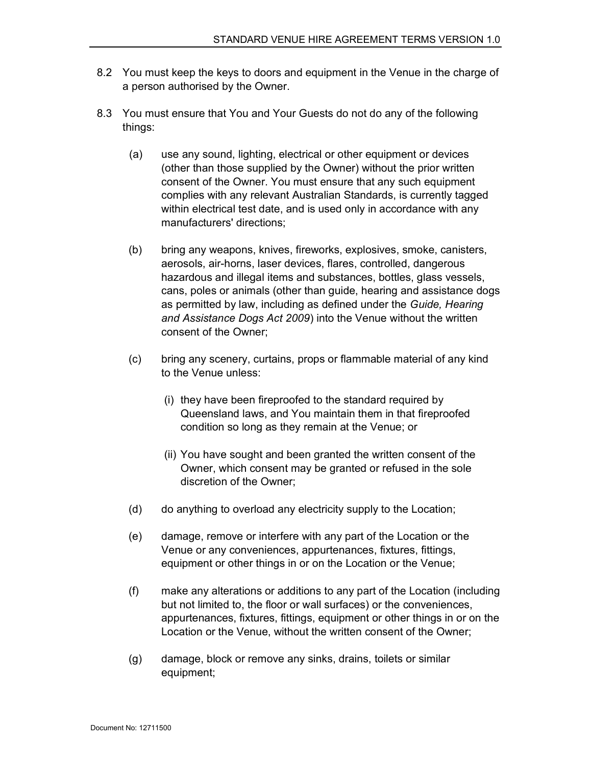8.2 You must keep the keys to doors and equipment in the Venue in the charge of a person authorised by the Owner.

8.3 You must ensure that You and Your Guests do not do any of the following things:

(a) use any sound, lighting, electrical or other equipment or devices (other than those supplied by the Owner) without the prior written consent of the Owner. You must ensure that any such equipment complies with any relevant Australian Standards, is currently tagged within electrical test date, and is used only in accordance with any manufacturers' directions;

(b) bring any weapons, knives, fireworks, explosives, smoke, canisters, aerosols, air-horns, laser devices, flares, controlled, dangerous hazardous and illegal items and substances, bottles, glass vessels, cans, poles or animals (other than guide, hearing and assistance dogs as permitted by law, including as defined under the *Guide, Hearing and Assistance Dogs Act 2009*) into the Venue without the written consent of the Owner;

(c) bring any scenery, curtains, props or flammable material of any kind to the Venue unless:

(i) they have been fireproofed to the standard required by Queensland laws, and You maintain them in that fireproofed condition so long as they remain at the Venue; or

(ii) You have sought and been granted the written consent of the Owner, which consent may be granted or refused in the sole discretion of the Owner;

(d) do anything to overload any electricity supply to the Location;

(e) damage, remove or interfere with any part of the Location or the Venue or any conveniences, appurtenances, fixtures, fittings, equipment or other things in or on the Location or the Venue;

(f) make any alterations or additions to any part of the Location (including but not limited to, the floor or wall surfaces) or the conveniences, appurtenances, fixtures, fittings, equipment or other things in or on the Location or the Venue, without the written consent of the Owner;

(g) damage, block or remove any sinks, drains, toilets or similar equipment;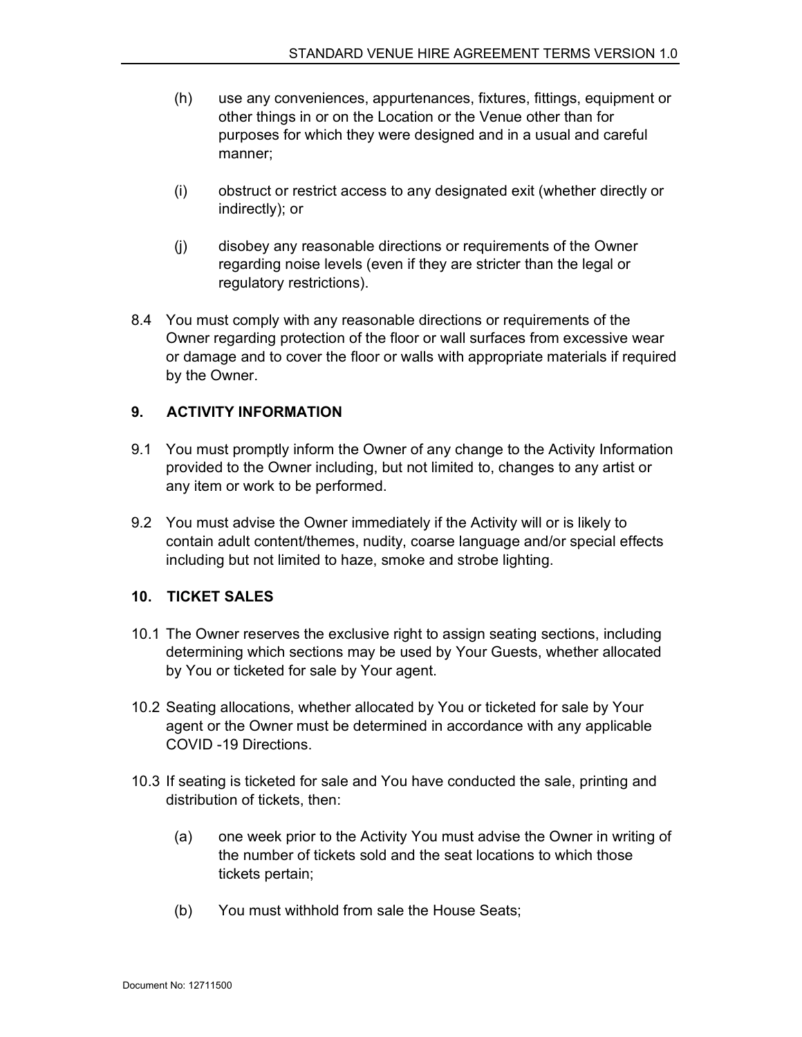(h) use any conveniences, appurtenances, fixtures, fittings, equipment or other things in or on the Location or the Venue other than for purposes for which they were designed and in a usual and careful manner;

(i) obstruct or restrict access to any designated exit (whether directly or indirectly); or

(j) disobey any reasonable directions or requirements of the Owner regarding noise levels (even if they are stricter than the legal or regulatory restrictions).

8.4 You must comply with any reasonable directions or requirements of the Owner regarding protection of the floor or wall surfaces from excessive wear or damage and to cover the floor or walls with appropriate materials if required by the Owner.

## 9. ACTIVITY INFORMATION

9.1 You must promptly inform the Owner of any change to the Activity Information provided to the Owner including, but not limited to, changes to any artist or any item or work to be performed.

9.2 You must advise the Owner immediately if the Activity will or is likely to contain adult content/themes, nudity, coarse language and/or special effects including but not limited to haze, smoke and strobe lighting.

## 10. TICKET SALES

10.1 The Owner reserves the exclusive right to assign seating sections, including determining which sections may be used by Your Guests, whether allocated by You or ticketed for sale by Your agent.

10.2 Seating allocations, whether allocated by You or ticketed for sale by Your agent or the Owner must be determined in accordance with any applicable COVID -19 Directions.

10.3 If seating is ticketed for sale and You have conducted the sale, printing and distribution of tickets, then:

(a) one week prior to the Activity You must advise the Owner in writing of the number of tickets sold and the seat locations to which those tickets pertain;

(b) You must withhold from sale the House Seats;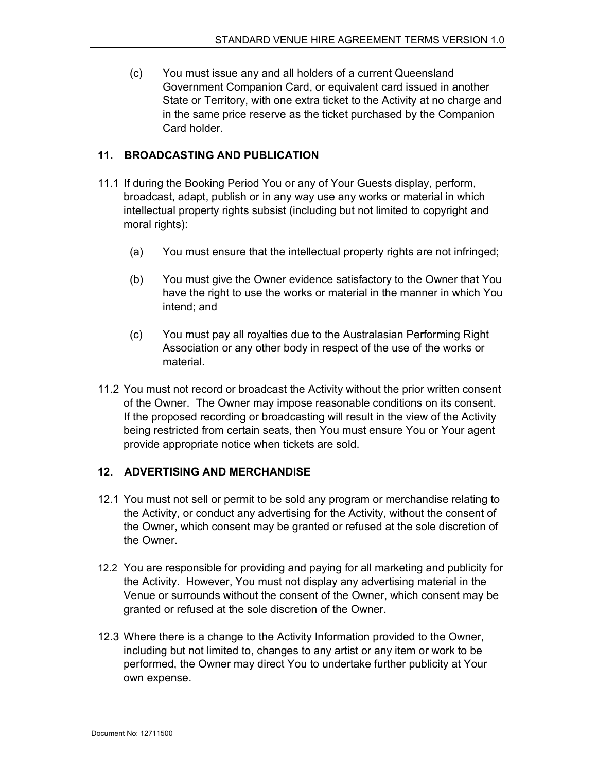(c) You must issue any and all holders of a current Queensland Government Companion Card, or equivalent card issued in another State or Territory, with one extra ticket to the Activity at no charge and in the same price reserve as the ticket purchased by the Companion Card holder.

## 11. BROADCASTING AND PUBLICATION

11.1 If during the Booking Period You or any of Your Guests display, perform, broadcast, adapt, publish or in any way use any works or material in which intellectual property rights subsist (including but not limited to copyright and moral rights):

(a) You must ensure that the intellectual property rights are not infringed;

(b) You must give the Owner evidence satisfactory to the Owner that You have the right to use the works or material in the manner in which You intend; and

(c) You must pay all royalties due to the Australasian Performing Right Association or any other body in respect of the use of the works or material.

11.2 You must not record or broadcast the Activity without the prior written consent of the Owner. The Owner may impose reasonable conditions on its consent. If the proposed recording or broadcasting will result in the view of the Activity being restricted from certain seats, then You must ensure You or Your agent provide appropriate notice when tickets are sold.

## 12. ADVERTISING AND MERCHANDISE

12.1 You must not sell or permit to be sold any program or merchandise relating to the Activity, or conduct any advertising for the Activity, without the consent of the Owner, which consent may be granted or refused at the sole discretion of the Owner.

12.2 You are responsible for providing and paying for all marketing and publicity for the Activity. However, You must not display any advertising material in the Venue or surrounds without the consent of the Owner, which consent may be granted or refused at the sole discretion of the Owner.

12.3 Where there is a change to the Activity Information provided to the Owner, including but not limited to, changes to any artist or any item or work to be performed, the Owner may direct You to undertake further publicity at Your own expense.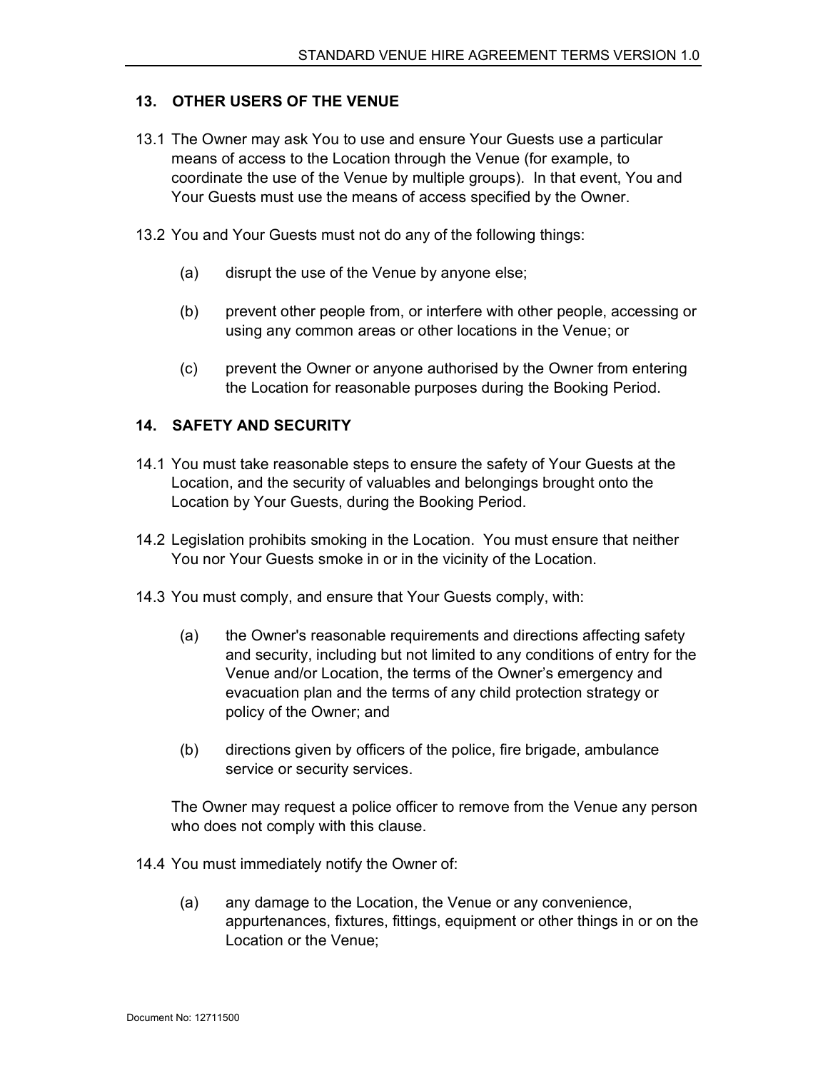## 13. OTHER USERS OF THE VENUE

13.1 The Owner may ask You to use and ensure Your Guests use a particular means of access to the Location through the Venue (for example, to coordinate the use of the Venue by multiple groups). In that event, You and Your Guests must use the means of access specified by the Owner.

13.2 You and Your Guests must not do any of the following things:

(a) disrupt the use of the Venue by anyone else;

(b) prevent other people from, or interfere with other people, accessing or using any common areas or other locations in the Venue; or

(c) prevent the Owner or anyone authorised by the Owner from entering the Location for reasonable purposes during the Booking Period.

## 14. SAFETY AND SECURITY

14.1 You must take reasonable steps to ensure the safety of Your Guests at the Location, and the security of valuables and belongings brought onto the Location by Your Guests, during the Booking Period.

14.2 Legislation prohibits smoking in the Location. You must ensure that neither You nor Your Guests smoke in or in the vicinity of the Location.

14.3 You must comply, and ensure that Your Guests comply, with:

(a) the Owner's reasonable requirements and directions affecting safety and security, including but not limited to any conditions of entry for the Venue and/or Location, the terms of the Owner's emergency and evacuation plan and the terms of any child protection strategy or policy of the Owner; and

(b) directions given by officers of the police, fire brigade, ambulance service or security services.

The Owner may request a police officer to remove from the Venue any person who does not comply with this clause.

14.4 You must immediately notify the Owner of:

(a) any damage to the Location, the Venue or any convenience, appurtenances, fixtures, fittings, equipment or other things in or on the Location or the Venue;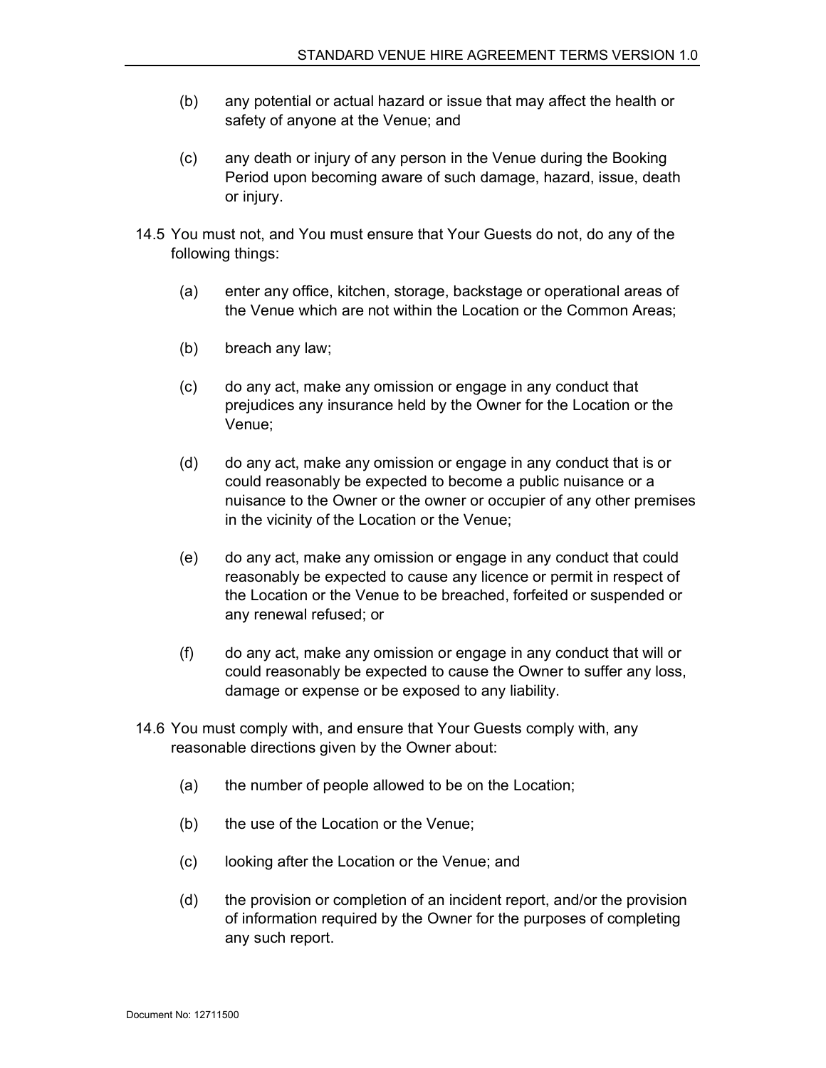(b) any potential or actual hazard or issue that may affect the health or safety of anyone at the Venue; and

(c) any death or injury of any person in the Venue during the Booking Period upon becoming aware of such damage, hazard, issue, death or injury.

14.5 You must not, and You must ensure that Your Guests do not, do any of the following things:

(a) enter any office, kitchen, storage, backstage or operational areas of the Venue which are not within the Location or the Common Areas;

(b) breach any law;

(c) do any act, make any omission or engage in any conduct that prejudices any insurance held by the Owner for the Location or the Venue;

(d) do any act, make any omission or engage in any conduct that is or could reasonably be expected to become a public nuisance or a nuisance to the Owner or the owner or occupier of any other premises in the vicinity of the Location or the Venue;

(e) do any act, make any omission or engage in any conduct that could reasonably be expected to cause any licence or permit in respect of the Location or the Venue to be breached, forfeited or suspended or any renewal refused; or

(f) do any act, make any omission or engage in any conduct that will or could reasonably be expected to cause the Owner to suffer any loss, damage or expense or be exposed to any liability.

14.6 You must comply with, and ensure that Your Guests comply with, any reasonable directions given by the Owner about:

(a) the number of people allowed to be on the Location;

(b) the use of the Location or the Venue;

(c) looking after the Location or the Venue; and

(d) the provision or completion of an incident report, and/or the provision of information required by the Owner for the purposes of completing any such report.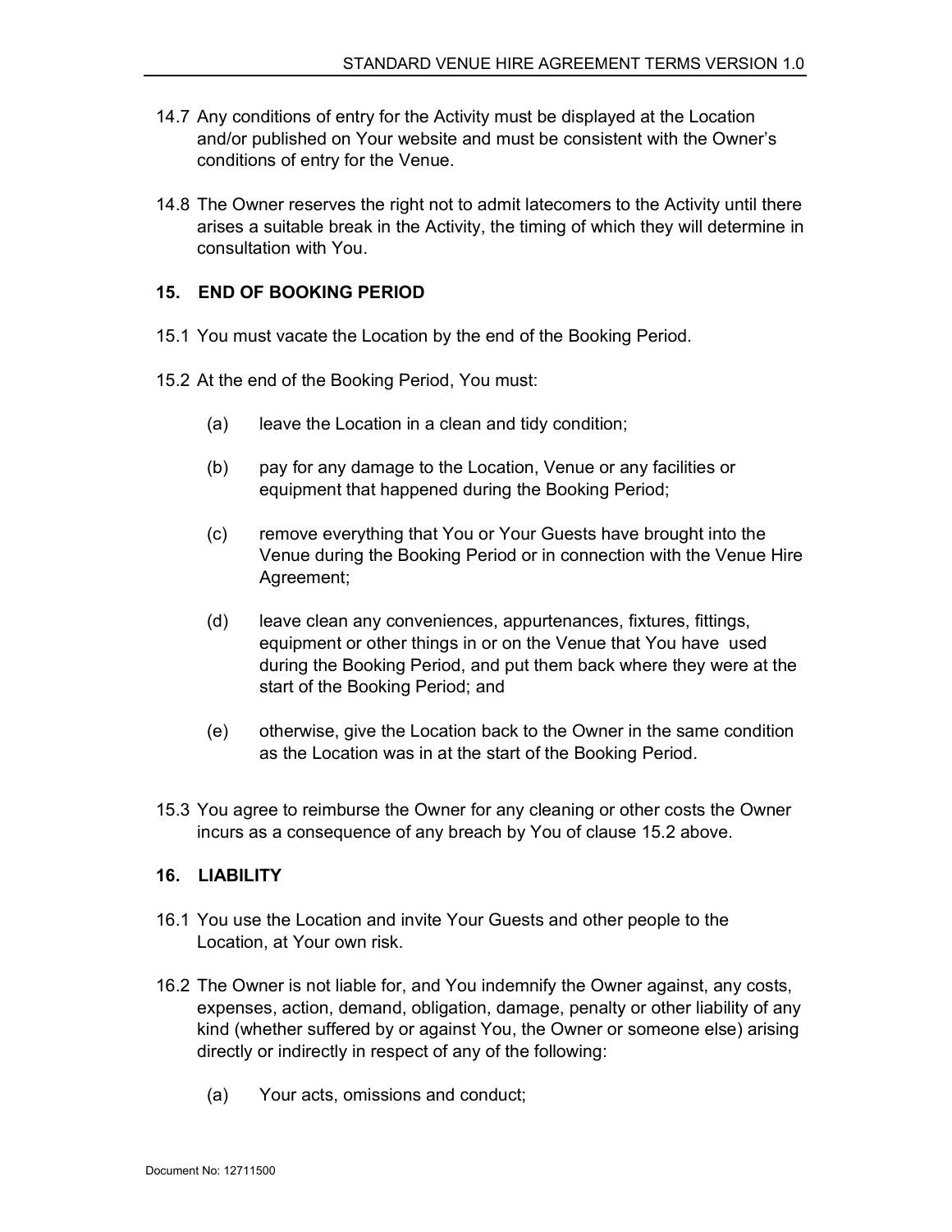14.7 Any conditions of entry for the Activity must be displayed at the Location and/or published on Your website and must be consistent with the Owner's conditions of entry for the Venue.

14.8 The Owner reserves the right not to admit latecomers to the Activity until there arises a suitable break in the Activity, the timing of which they will determine in consultation with You.

## 15. END OF BOOKING PERIOD

15.1 You must vacate the Location by the end of the Booking Period.

15.2 At the end of the Booking Period, You must:

(a) leave the Location in a clean and tidy condition;

(b) pay for any damage to the Location, Venue or any facilities or equipment that happened during the Booking Period;

(c) remove everything that You or Your Guests have brought into the Venue during the Booking Period or in connection with the Venue Hire Agreement;

(d) leave clean any conveniences, appurtenances, fixtures, fittings, equipment or other things in or on the Venue that You have used during the Booking Period, and put them back where they were at the start of the Booking Period; and

(e) otherwise, give the Location back to the Owner in the same condition as the Location was in at the start of the Booking Period.

15.3 You agree to reimburse the Owner for any cleaning or other costs the Owner incurs as a consequence of any breach by You of clause 15.2 above.

## 16. LIABILITY

16.1 You use the Location and invite Your Guests and other people to the Location, at Your own risk.

16.2 The Owner is not liable for, and You indemnify the Owner against, any costs, expenses, action, demand, obligation, damage, penalty or other liability of any kind (whether suffered by or against You, the Owner or someone else) arising directly or indirectly in respect of any of the following:

(a) Your acts, omissions and conduct;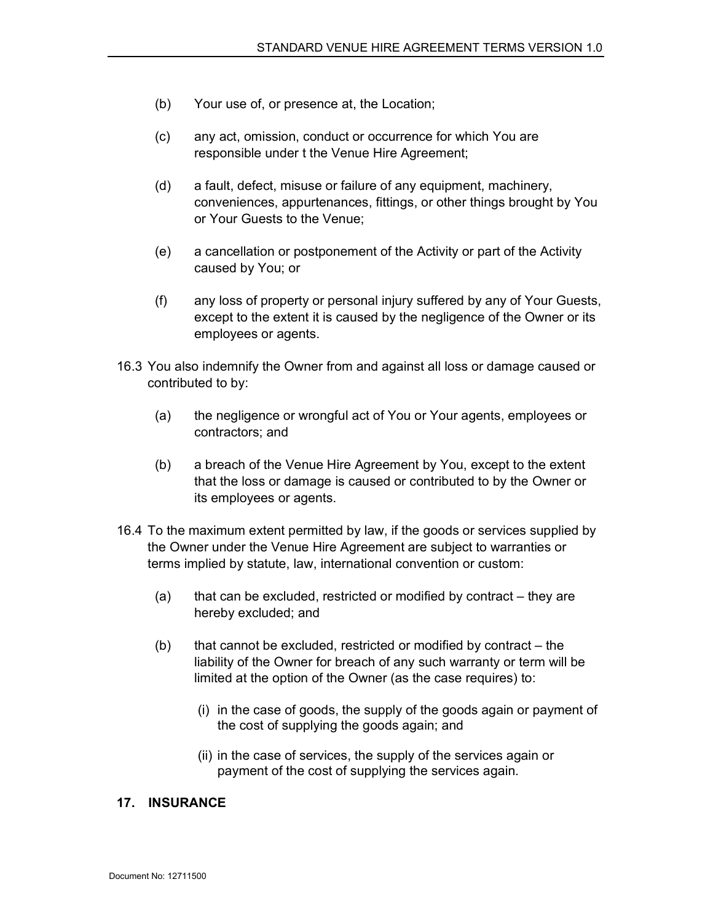(b) Your use of, or presence at, the Location;

(c) any act, omission, conduct or occurrence for which You are responsible under t the Venue Hire Agreement;

(d) a fault, defect, misuse or failure of any equipment, machinery, conveniences, appurtenances, fittings, or other things brought by You or Your Guests to the Venue;

(e) a cancellation or postponement of the Activity or part of the Activity caused by You; or

(f) any loss of property or personal injury suffered by any of Your Guests, except to the extent it is caused by the negligence of the Owner or its employees or agents.

16.3 You also indemnify the Owner from and against all loss or damage caused or contributed to by:

(a) the negligence or wrongful act of You or Your agents, employees or contractors; and

(b) a breach of the Venue Hire Agreement by You, except to the extent that the loss or damage is caused or contributed to by the Owner or its employees or agents.

16.4 To the maximum extent permitted by law, if the goods or services supplied by the Owner under the Venue Hire Agreement are subject to warranties or terms implied by statute, law, international convention or custom:

(a) that can be excluded, restricted or modified by contract – they are hereby excluded; and

(b) that cannot be excluded, restricted or modified by contract – the liability of the Owner for breach of any such warranty or term will be limited at the option of the Owner (as the case requires) to:

(i) in the case of goods, the supply of the goods again or payment of the cost of supplying the goods again; and

(ii) in the case of services, the supply of the services again or payment of the cost of supplying the services again.

## 17. INSURANCE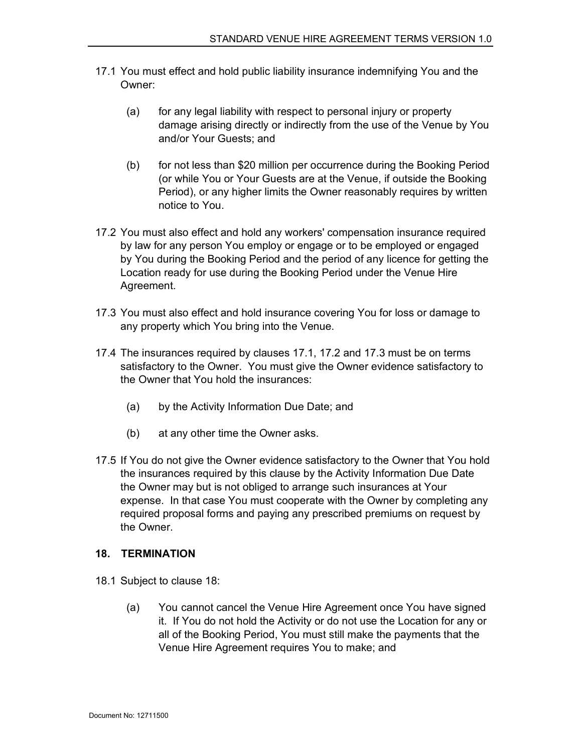17.1 You must effect and hold public liability insurance indemnifying You and the Owner:

   (a) for any legal liability with respect to personal injury or property damage arising directly or indirectly from the use of the Venue by You and/or Your Guests; and

   (b) for not less than $20 million per occurrence during the Booking Period (or while You or Your Guests are at the Venue, if outside the Booking Period), or any higher limits the Owner reasonably requires by written notice to You.

17.2 You must also effect and hold any workers' compensation insurance required by law for any person You employ or engage or to be employed or engaged by You during the Booking Period and the period of any licence for getting the Location ready for use during the Booking Period under the Venue Hire Agreement.

17.3 You must also effect and hold insurance covering You for loss or damage to any property which You bring into the Venue.

17.4 The insurances required by clauses 17.1, 17.2 and 17.3 must be on terms satisfactory to the Owner. You must give the Owner evidence satisfactory to the Owner that You hold the insurances:

   (a) by the Activity Information Due Date; and

   (b) at any other time the Owner asks.

17.5 If You do not give the Owner evidence satisfactory to the Owner that You hold the insurances required by this clause by the Activity Information Due Date the Owner may but is not obliged to arrange such insurances at Your expense. In that case You must cooperate with the Owner by completing any required proposal forms and paying any prescribed premiums on request by the Owner.

## 18. TERMINATION

18.1 Subject to clause 18:

   (a) You cannot cancel the Venue Hire Agreement once You have signed it. If You do not hold the Activity or do not use the Location for any or all of the Booking Period, You must still make the payments that the Venue Hire Agreement requires You to make; and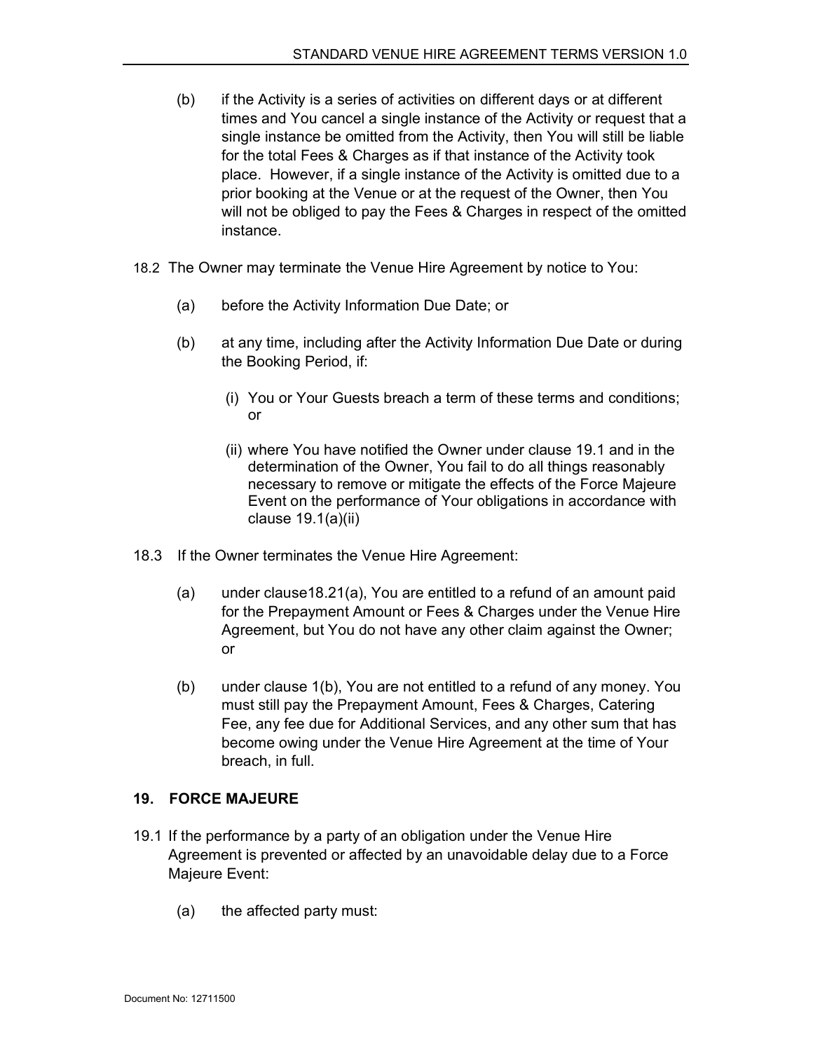(b) if the Activity is a series of activities on different days or at different times and You cancel a single instance of the Activity or request that a single instance be omitted from the Activity, then You will still be liable for the total Fees & Charges as if that instance of the Activity took place. However, if a single instance of the Activity is omitted due to a prior booking at the Venue or at the request of the Owner, then You will not be obliged to pay the Fees & Charges in respect of the omitted instance.

18.2 The Owner may terminate the Venue Hire Agreement by notice to You:

(a) before the Activity Information Due Date; or

(b) at any time, including after the Activity Information Due Date or during the Booking Period, if:

(i) You or Your Guests breach a term of these terms and conditions; or

(ii) where You have notified the Owner under clause 19.1 and in the determination of the Owner, You fail to do all things reasonably necessary to remove or mitigate the effects of the Force Majeure Event on the performance of Your obligations in accordance with clause 19.1(a)(ii)

18.3 If the Owner terminates the Venue Hire Agreement:

(a) under clause18.21(a), You are entitled to a refund of an amount paid for the Prepayment Amount or Fees & Charges under the Venue Hire Agreement, but You do not have any other claim against the Owner; or

(b) under clause 1(b), You are not entitled to a refund of any money. You must still pay the Prepayment Amount, Fees & Charges, Catering Fee, any fee due for Additional Services, and any other sum that has become owing under the Venue Hire Agreement at the time of Your breach, in full.

## 19. FORCE MAJEURE

19.1 If the performance by a party of an obligation under the Venue Hire Agreement is prevented or affected by an unavoidable delay due to a Force Majeure Event:

(a) the affected party must: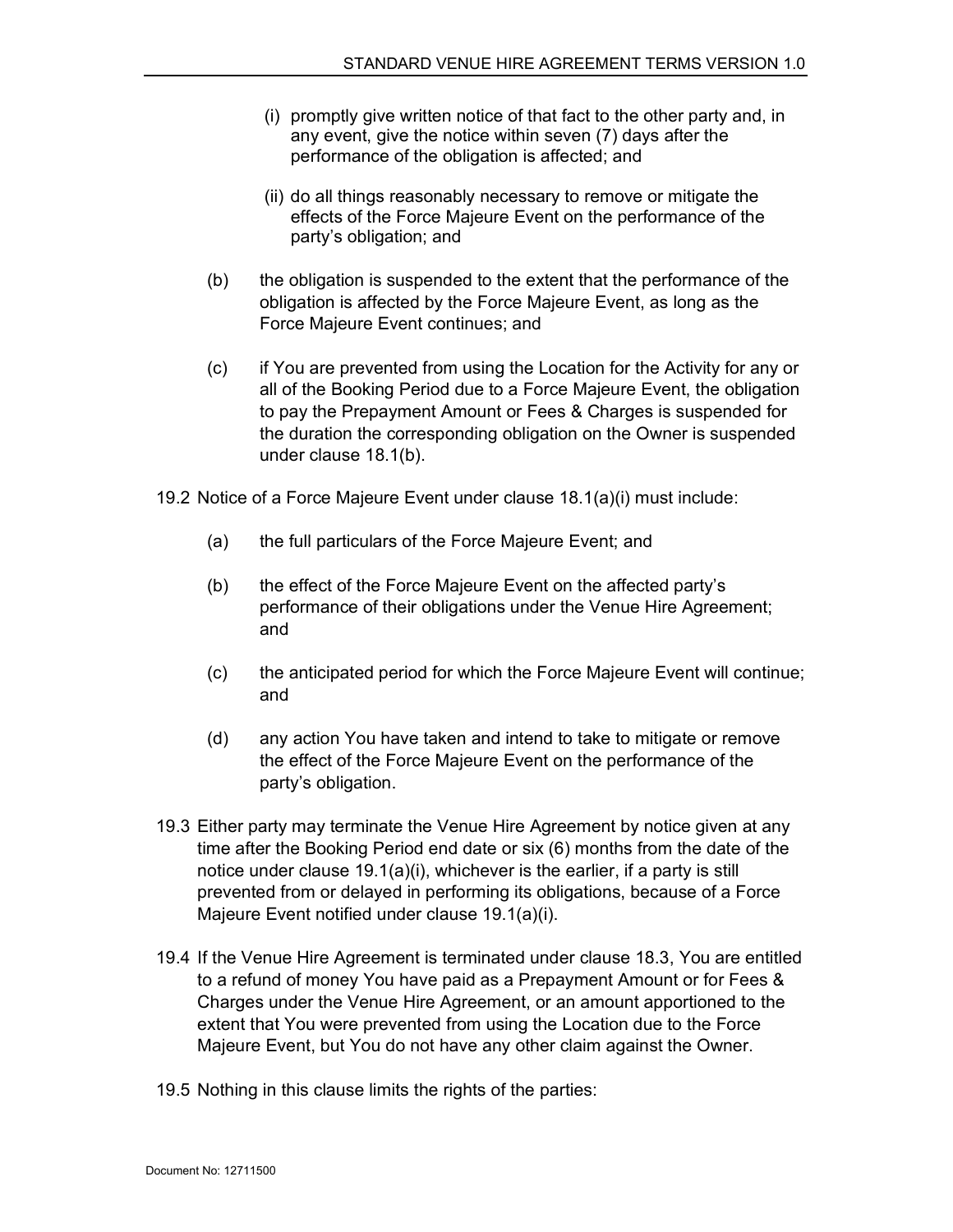(i) promptly give written notice of that fact to the other party and, in any event, give the notice within seven (7) days after the performance of the obligation is affected; and

(ii) do all things reasonably necessary to remove or mitigate the effects of the Force Majeure Event on the performance of the party's obligation; and

(b) the obligation is suspended to the extent that the performance of the obligation is affected by the Force Majeure Event, as long as the Force Majeure Event continues; and

(c) if You are prevented from using the Location for the Activity for any or all of the Booking Period due to a Force Majeure Event, the obligation to pay the Prepayment Amount or Fees & Charges is suspended for the duration the corresponding obligation on the Owner is suspended under clause 18.1(b).

19.2 Notice of a Force Majeure Event under clause 18.1(a)(i) must include:

(a) the full particulars of the Force Majeure Event; and

(b) the effect of the Force Majeure Event on the affected party's performance of their obligations under the Venue Hire Agreement; and

(c) the anticipated period for which the Force Majeure Event will continue; and

(d) any action You have taken and intend to take to mitigate or remove the effect of the Force Majeure Event on the performance of the party's obligation.

19.3 Either party may terminate the Venue Hire Agreement by notice given at any time after the Booking Period end date or six (6) months from the date of the notice under clause 19.1(a)(i), whichever is the earlier, if a party is still prevented from or delayed in performing its obligations, because of a Force Majeure Event notified under clause 19.1(a)(i).

19.4 If the Venue Hire Agreement is terminated under clause 18.3, You are entitled to a refund of money You have paid as a Prepayment Amount or for Fees & Charges under the Venue Hire Agreement, or an amount apportioned to the extent that You were prevented from using the Location due to the Force Majeure Event, but You do not have any other claim against the Owner.

19.5 Nothing in this clause limits the rights of the parties: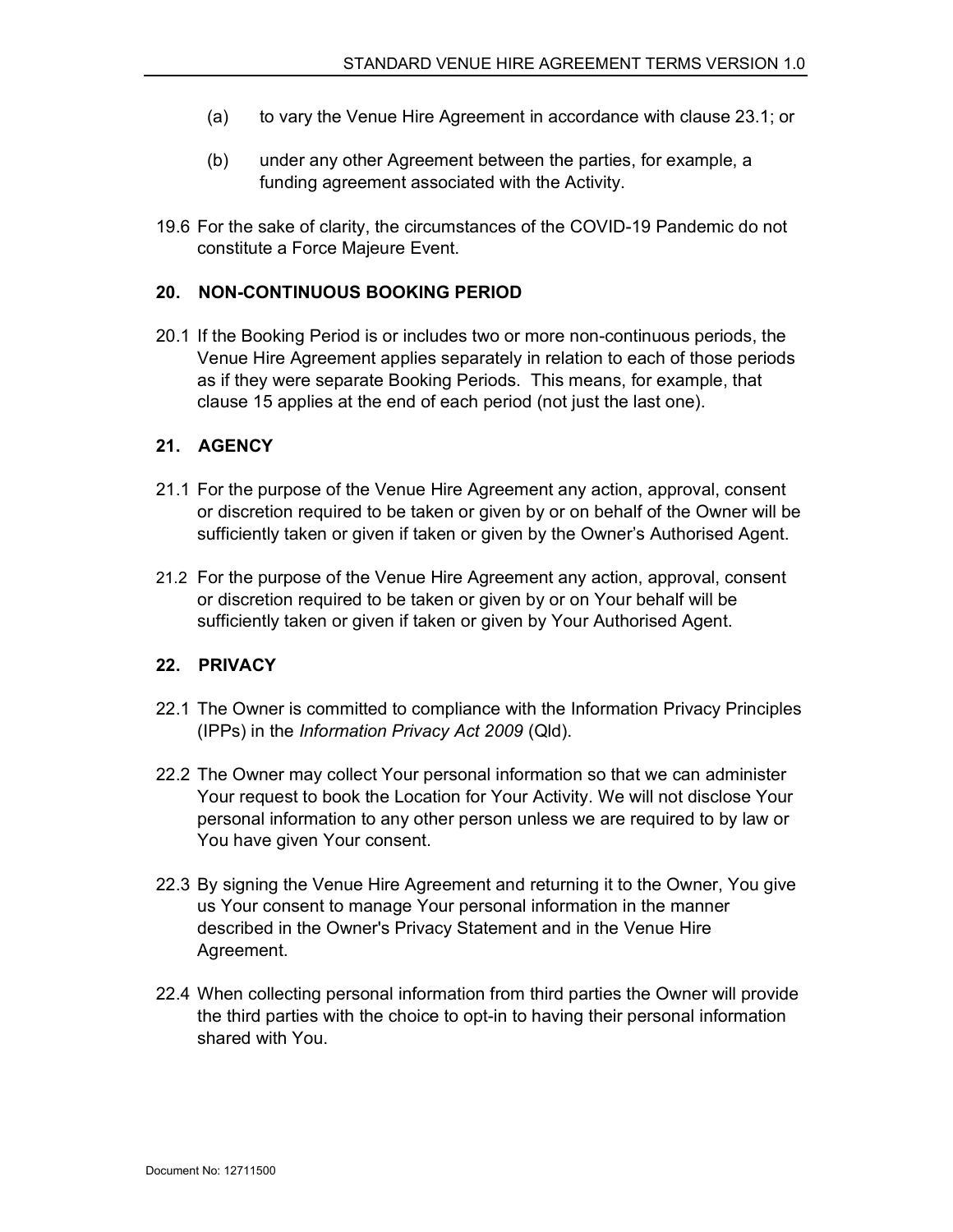(a) to vary the Venue Hire Agreement in accordance with clause 23.1; or

(b) under any other Agreement between the parties, for example, a funding agreement associated with the Activity.

19.6 For the sake of clarity, the circumstances of the COVID-19 Pandemic do not constitute a Force Majeure Event.

## 20. NON-CONTINUOUS BOOKING PERIOD

20.1 If the Booking Period is or includes two or more non-continuous periods, the Venue Hire Agreement applies separately in relation to each of those periods as if they were separate Booking Periods. This means, for example, that clause 15 applies at the end of each period (not just the last one).

## 21. AGENCY

21.1 For the purpose of the Venue Hire Agreement any action, approval, consent or discretion required to be taken or given by or on behalf of the Owner will be sufficiently taken or given if taken or given by the Owner's Authorised Agent.

21.2 For the purpose of the Venue Hire Agreement any action, approval, consent or discretion required to be taken or given by or on Your behalf will be sufficiently taken or given if taken or given by Your Authorised Agent.

## 22. PRIVACY

22.1 The Owner is committed to compliance with the Information Privacy Principles (IPPs) in the *Information Privacy Act 2009* (Qld).

22.2 The Owner may collect Your personal information so that we can administer Your request to book the Location for Your Activity. We will not disclose Your personal information to any other person unless we are required to by law or You have given Your consent.

22.3 By signing the Venue Hire Agreement and returning it to the Owner, You give us Your consent to manage Your personal information in the manner described in the Owner's Privacy Statement and in the Venue Hire Agreement.

22.4 When collecting personal information from third parties the Owner will provide the third parties with the choice to opt-in to having their personal information shared with You.

Document No: 12711500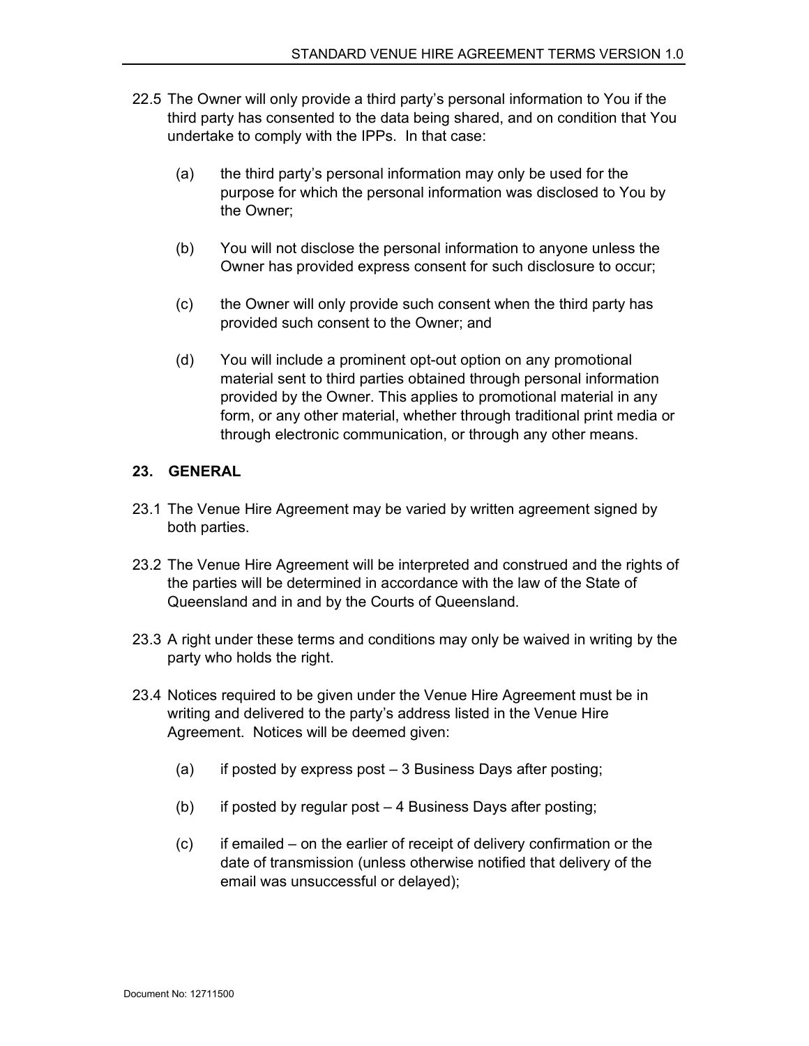22.5 The Owner will only provide a third party's personal information to You if the third party has consented to the data being shared, and on condition that You undertake to comply with the IPPs. In that case:

(a) the third party's personal information may only be used for the purpose for which the personal information was disclosed to You by the Owner;

(b) You will not disclose the personal information to anyone unless the Owner has provided express consent for such disclosure to occur;

(c) the Owner will only provide such consent when the third party has provided such consent to the Owner; and

(d) You will include a prominent opt-out option on any promotional material sent to third parties obtained through personal information provided by the Owner. This applies to promotional material in any form, or any other material, whether through traditional print media or through electronic communication, or through any other means.

## 23. GENERAL

23.1 The Venue Hire Agreement may be varied by written agreement signed by both parties.

23.2 The Venue Hire Agreement will be interpreted and construed and the rights of the parties will be determined in accordance with the law of the State of Queensland and in and by the Courts of Queensland.

23.3 A right under these terms and conditions may only be waived in writing by the party who holds the right.

23.4 Notices required to be given under the Venue Hire Agreement must be in writing and delivered to the party's address listed in the Venue Hire Agreement. Notices will be deemed given:

(a) if posted by express post – 3 Business Days after posting;

(b) if posted by regular post – 4 Business Days after posting;

(c) if emailed – on the earlier of receipt of delivery confirmation or the date of transmission (unless otherwise notified that delivery of the email was unsuccessful or delayed);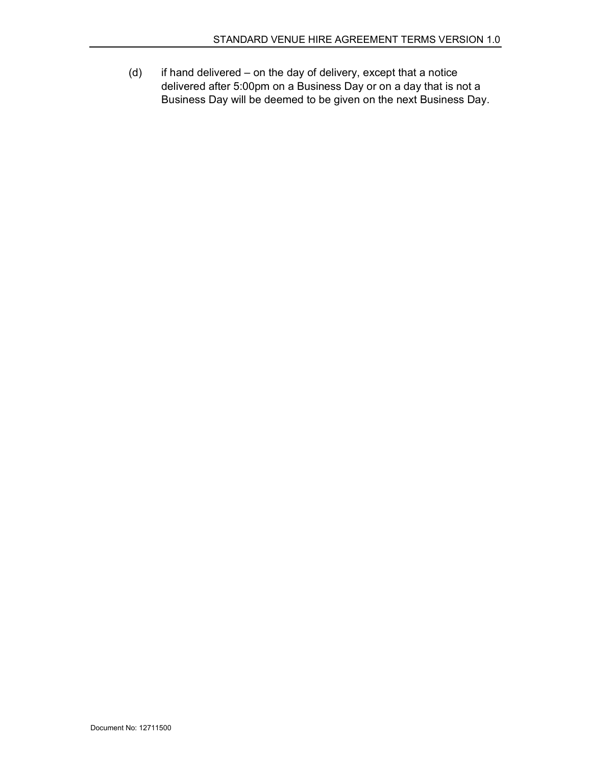(d) if hand delivered – on the day of delivery, except that a notice delivered after 5:00pm on a Business Day or on a day that is not a Business Day will be deemed to be given on the next Business Day.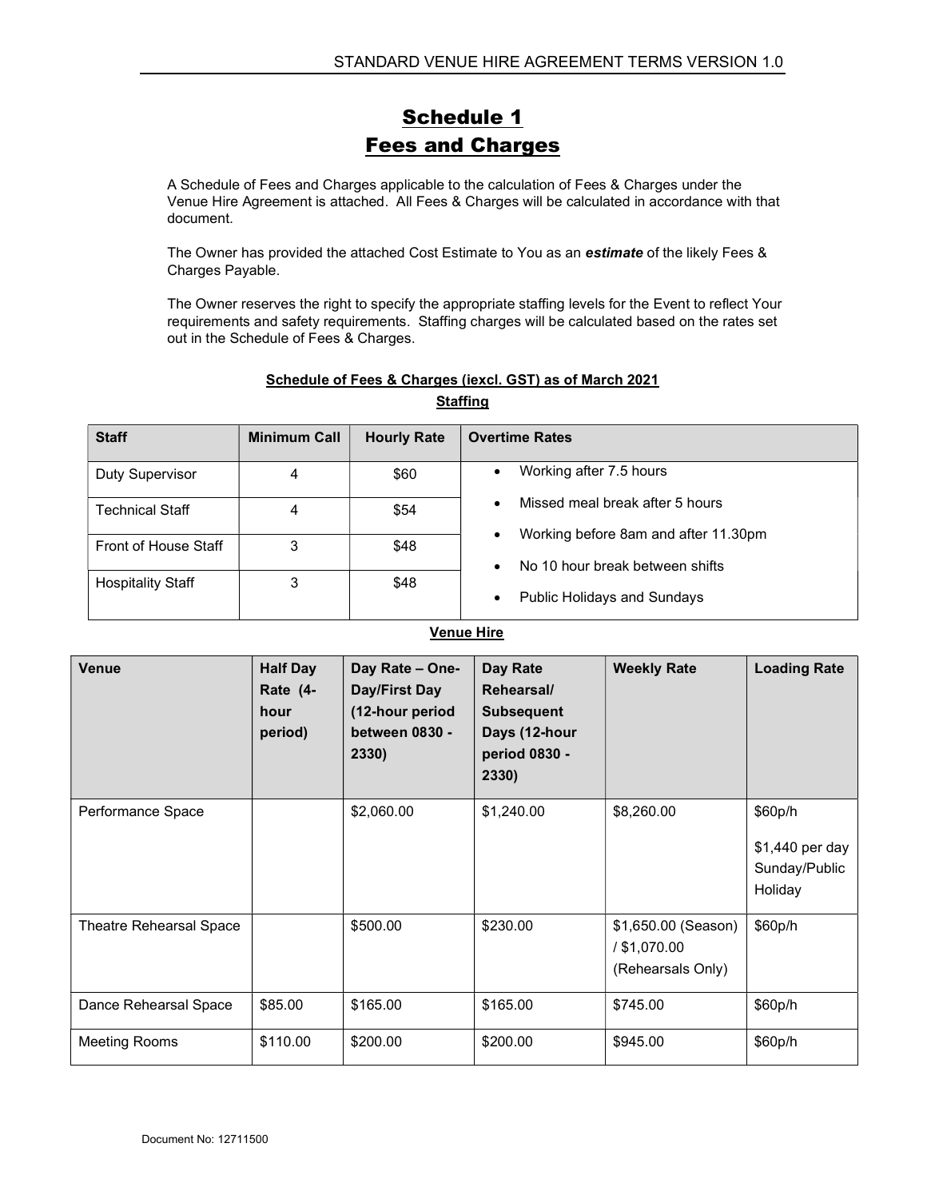# Schedule 1
# Fees and Charges

A Schedule of Fees and Charges applicable to the calculation of Fees & Charges under the Venue Hire Agreement is attached. All Fees & Charges will be calculated in accordance with that document.

The Owner has provided the attached Cost Estimate to You as an ***estimate*** of the likely Fees & Charges Payable.

The Owner reserves the right to specify the appropriate staffing levels for the Event to reflect Your requirements and safety requirements. Staffing charges will be calculated based on the rates set out in the Schedule of Fees & Charges.

**Schedule of Fees & Charges (iexcl. GST) as of March 2021**

**Staffing**

| Staff | Minimum Call | Hourly Rate | Overtime Rates |
|---|---|---|---|
| Duty Supervisor | 4 | $60 | • Working after 7.5 hours |
| Technical Staff | 4 | $54 | • Missed meal break after 5 hours |
| Front of House Staff | 3 | $48 | • Working before 8am and after 11.30pm<br>• No 10 hour break between shifts |
| Hospitality Staff | 3 | $48 | • Public Holidays and Sundays |

**Venue Hire**

| Venue | Half Day Rate (4-hour period) | Day Rate – One-Day/First Day (12-hour period between 0830 - 2330) | Day Rate Rehearsal/ Subsequent Days (12-hour period 0830 - 2330) | Weekly Rate | Loading Rate |
|---|---|---|---|---|---|
| Performance Space | | $2,060.00 | $1,240.00 | $8,260.00 | $60p/h<br>$1,440 per day Sunday/Public Holiday |
| Theatre Rehearsal Space | | $500.00 | $230.00 | $1,650.00 (Season) / $1,070.00 (Rehearsals Only) | $60p/h |
| Dance Rehearsal Space | $85.00 | $165.00 | $165.00 | $745.00 | $60p/h |
| Meeting Rooms | $110.00 | $200.00 | $200.00 | $945.00 | $60p/h |